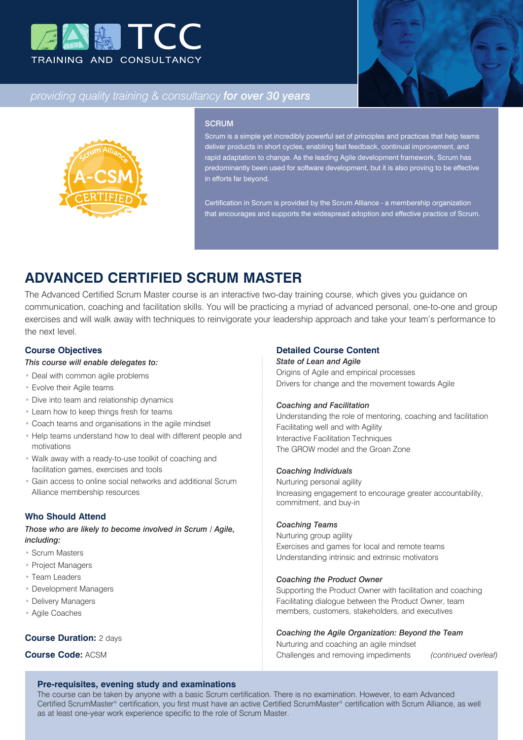TCC

TRAINING AND CONSULTANCY

*providing quality training & consultancy* ***for over 30 years***

## SCRUM

Scrum is a simple yet incredibly powerful set of principles and practices that help teams deliver products in short cycles, enabling fast feedback, continual improvement, and rapid adaptation to change. As the leading Agile development framework, Scrum has predominantly been used for software development, but it is also proving to be effective in efforts far beyond.

Certification in Scrum is provided by the Scrum Alliance - a membership organization that encourages and supports the widespread adoption and effective practice of Scrum.

# ADVANCED CERTIFIED SCRUM MASTER

The Advanced Certified Scrum Master course is an interactive two-day training course, which gives you guidance on communication, coaching and facilitation skills. You will be practicing a myriad of advanced personal, one-to-one and group exercises and will walk away with techniques to reinvigorate your leadership approach and take your team's performance to the next level.

### Course Objectives

*This course will enable delegates to:*

- Deal with common agile problems
- Evolve their Agile teams
- Dive into team and relationship dynamics
- Learn how to keep things fresh for teams
- Coach teams and organisations in the agile mindset
- Help teams understand how to deal with different people and motivations
- Walk away with a ready-to-use toolkit of coaching and facilitation games, exercises and tools
- Gain access to online social networks and additional Scrum Alliance membership resources

### Who Should Attend

*Those who are likely to become involved in Scrum / Agile, including:*

- Scrum Masters
- Project Managers
- Team Leaders
- Development Managers
- Delivery Managers
- Agile Coaches

**Course Duration:** 2 days

**Course Code:** ACSM

### Detailed Course Content

*State of Lean and Agile*

Origins of Agile and empirical processes
Drivers for change and the movement towards Agile

*Coaching and Facilitation*

Understanding the role of mentoring, coaching and facilitation
Facilitating well and with Agility
Interactive Facilitation Techniques
The GROW model and the Groan Zone

*Coaching Individuals*

Nurturing personal agility
Increasing engagement to encourage greater accountability, commitment, and buy-in

*Coaching Teams*

Nurturing group agility
Exercises and games for local and remote teams
Understanding intrinsic and extrinsic motivators

*Coaching the Product Owner*

Supporting the Product Owner with facilitation and coaching
Facilitating dialogue between the Product Owner, team members, customers, stakeholders, and executives

*Coaching the Agile Organization: Beyond the Team*

Nurturing and coaching an agile mindset
Challenges and removing impediments

*(continued overleaf)*

### Pre-requisites, evening study and examinations

The course can be taken by anyone with a basic Scrum certification. There is no examination. However, to earn Advanced Certified ScrumMaster® certification, you first must have an active Certified ScrumMaster® certification with Scrum Alliance, as well as at least one-year work experience specific to the role of Scrum Master.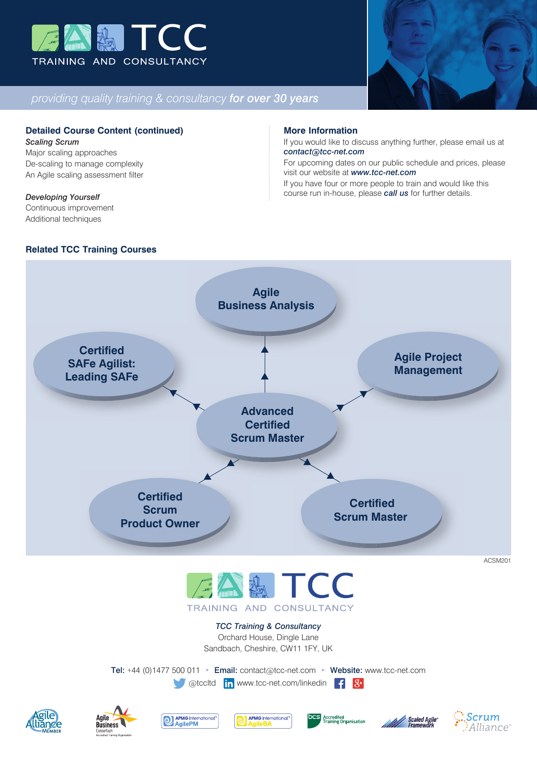TCC

TRAINING AND CONSULTANCY

*providing quality training & consultancy* ***for over 30 years***

## Detailed Course Content (continued)

***Scaling Scrum***

Major scaling approaches

De-scaling to manage complexity

An Agile scaling assessment filter

***Developing Yourself***

Continuous improvement

Additional techniques

## More Information

If you would like to discuss anything further, please email us at ***contact@tcc-net.com***

For upcoming dates on our public schedule and prices, please visit our website at ***www.tcc-net.com***

If you have four or more people to train and would like this course run in-house, please ***call us*** for further details.

## Related TCC Training Courses

Agile Business Analysis

Certified SAFe Agilist: Leading SAFe

Agile Project Management

Advanced Certified Scrum Master

Certified Scrum Product Owner

Certified Scrum Master

ACSM201

TCC

TRAINING AND CONSULTANCY

***TCC Training & Consultancy***

Orchard House, Dingle Lane

Sandbach, Cheshire, CW11 1FY, UK

**Tel:** +44 (0)1477 500 011 • **Email:** contact@tcc-net.com • **Website:** www.tcc-net.com

@tccltd www.tcc-net.com/linkedin